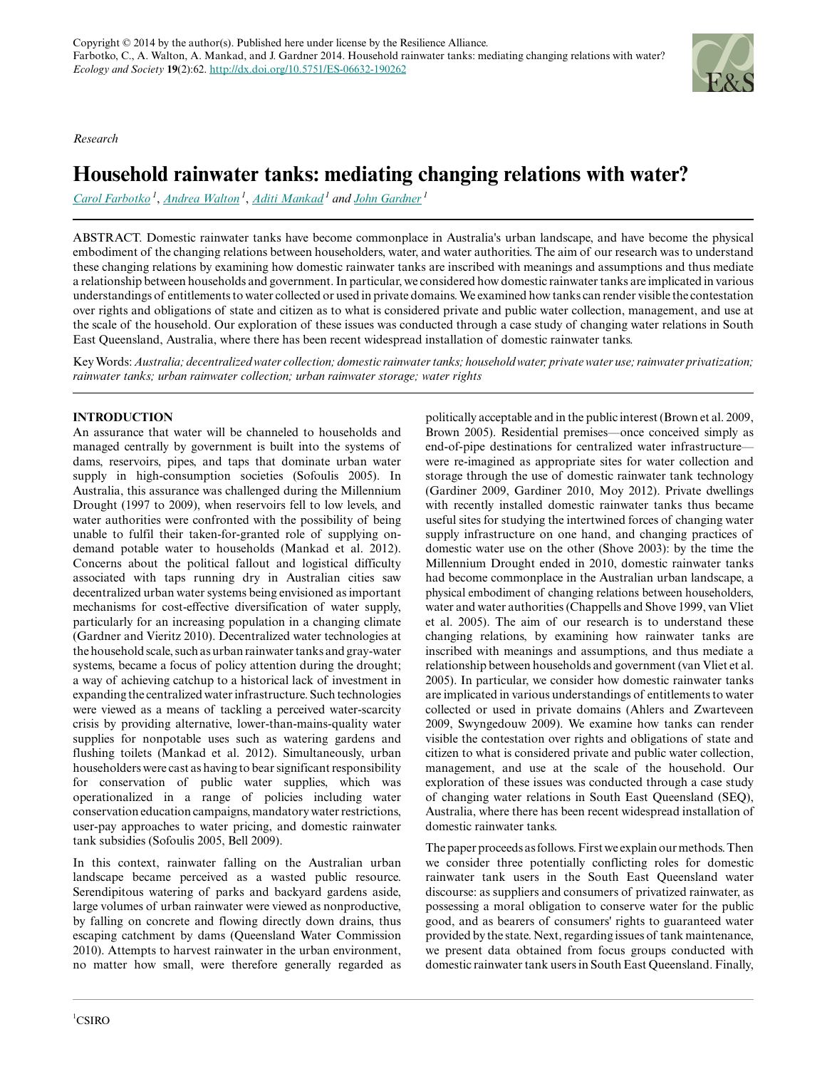*Research*

# Household rainwater tanks: mediating changing relations with water?

Carol Farbotko [1], Andrea Walton [1], Aditi Mankad [1] and John Gardner [1]

ABSTRACT. Domestic rainwater tanks have become commonplace in Australia's urban landscape, and have become the physical embodiment of the changing relations between householders, water, and water authorities. The aim of our research was to understand these changing relations by examining how domestic rainwater tanks are inscribed with meanings and assumptions and thus mediate a relationship between households and government. In particular, we considered how domestic rainwater tanks are implicated in various understandings of entitlements to water collected or used in private domains. We examined how tanks can render visible the contestation over rights and obligations of state and citizen as to what is considered private and public water collection, management, and use at the scale of the household. Our exploration of these issues was conducted through a case study of changing water relations in South East Queensland, Australia, where there has been recent widespread installation of domestic rainwater tanks.

Key Words: *Australia; decentralized water collection; domestic rainwater tanks; household water; private water use; rainwater privatization; rainwater tanks; urban rainwater collection; urban rainwater storage; water rights*

## INTRODUCTION

An assurance that water will be channeled to households and managed centrally by government is built into the systems of dams, reservoirs, pipes, and taps that dominate urban water supply in high-consumption societies (Sofoulis 2005). In Australia, this assurance was challenged during the Millennium Drought (1997 to 2009), when reservoirs fell to low levels, and water authorities were confronted with the possibility of being unable to fulfil their taken-for-granted role of supplying on-demand potable water to households (Mankad et al. 2012). Concerns about the political fallout and logistical difficulty associated with taps running dry in Australian cities saw decentralized urban water systems being envisioned as important mechanisms for cost-effective diversification of water supply, particularly for an increasing population in a changing climate (Gardner and Vieritz 2010). Decentralized water technologies at the household scale, such as urban rainwater tanks and gray-water systems, became a focus of policy attention during the drought; a way of achieving catchup to a historical lack of investment in expanding the centralized water infrastructure. Such technologies were viewed as a means of tackling a perceived water-scarcity crisis by providing alternative, lower-than-mains-quality water supplies for nonpotable uses such as watering gardens and flushing toilets (Mankad et al. 2012). Simultaneously, urban householders were cast as having to bear significant responsibility for conservation of public water supplies, which was operationalized in a range of policies including water conservation education campaigns, mandatory water restrictions, user-pay approaches to water pricing, and domestic rainwater tank subsidies (Sofoulis 2005, Bell 2009).

In this context, rainwater falling on the Australian urban landscape became perceived as a wasted public resource. Serendipitous watering of parks and backyard gardens aside, large volumes of urban rainwater were viewed as nonproductive, by falling on concrete and flowing directly down drains, thus escaping catchment by dams (Queensland Water Commission 2010). Attempts to harvest rainwater in the urban environment, no matter how small, were therefore generally regarded as politically acceptable and in the public interest (Brown et al. 2009, Brown 2005). Residential premises—once conceived simply as end-of-pipe destinations for centralized water infrastructure—were re-imagined as appropriate sites for water collection and storage through the use of domestic rainwater tank technology (Gardiner 2009, Gardiner 2010, Moy 2012). Private dwellings with recently installed domestic rainwater tanks thus became useful sites for studying the intertwined forces of changing water supply infrastructure on one hand, and changing practices of domestic water use on the other (Shove 2003): by the time the Millennium Drought ended in 2010, domestic rainwater tanks had become commonplace in the Australian urban landscape, a physical embodiment of changing relations between householders, water and water authorities (Chappells and Shove 1999, van Vliet et al. 2005). The aim of our research is to understand these changing relations, by examining how rainwater tanks are inscribed with meanings and assumptions, and thus mediate a relationship between households and government (van Vliet et al. 2005). In particular, we consider how domestic rainwater tanks are implicated in various understandings of entitlements to water collected or used in private domains (Ahlers and Zwarteveen 2009, Swyngedouw 2009). We examine how tanks can render visible the contestation over rights and obligations of state and citizen to what is considered private and public water collection, management, and use at the scale of the household. Our exploration of these issues was conducted through a case study of changing water relations in South East Queensland (SEQ), Australia, where there has been recent widespread installation of domestic rainwater tanks.

The paper proceeds as follows. First we explain our methods. Then we consider three potentially conflicting roles for domestic rainwater tank users in the South East Queensland water discourse: as suppliers and consumers of privatized rainwater, as possessing a moral obligation to conserve water for the public good, and as bearers of consumers' rights to guaranteed water provided by the state. Next, regarding issues of tank maintenance, we present data obtained from focus groups conducted with domestic rainwater tank users in South East Queensland. Finally,

[1] CSIRO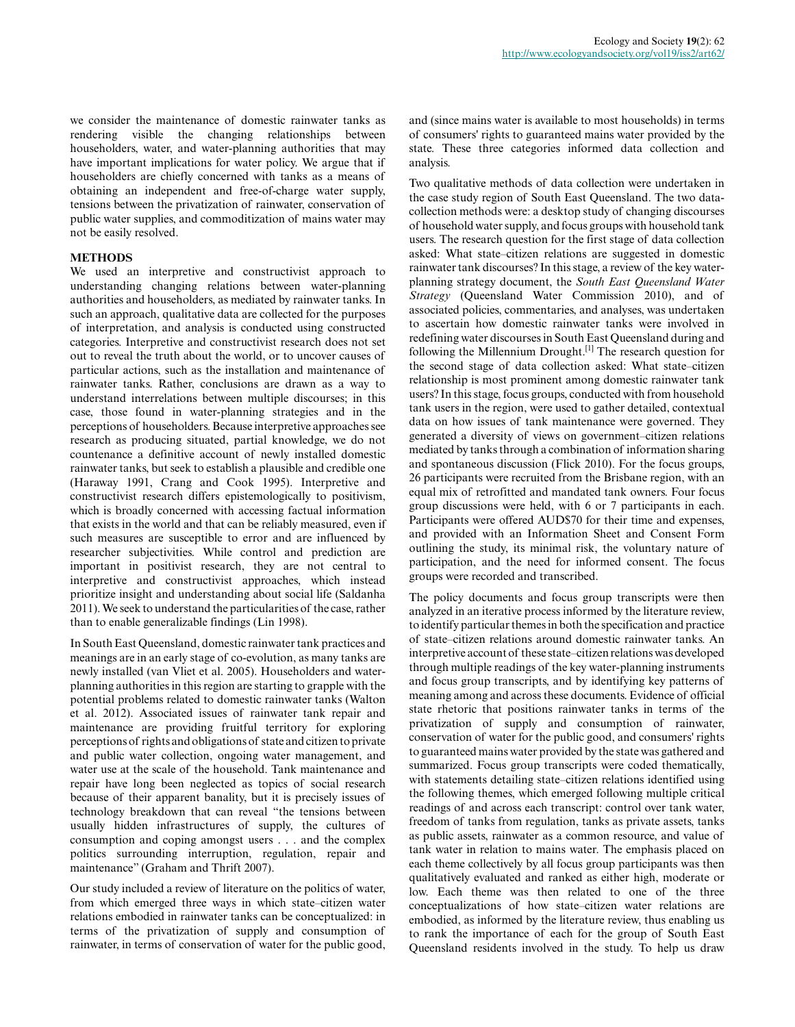we consider the maintenance of domestic rainwater tanks as rendering visible the changing relationships between householders, water, and water-planning authorities that may have important implications for water policy. We argue that if householders are chiefly concerned with tanks as a means of obtaining an independent and free-of-charge water supply, tensions between the privatization of rainwater, conservation of public water supplies, and commoditization of mains water may not be easily resolved.

## METHODS

We used an interpretive and constructivist approach to understanding changing relations between water-planning authorities and householders, as mediated by rainwater tanks. In such an approach, qualitative data are collected for the purposes of interpretation, and analysis is conducted using constructed categories. Interpretive and constructivist research does not set out to reveal the truth about the world, or to uncover causes of particular actions, such as the installation and maintenance of rainwater tanks. Rather, conclusions are drawn as a way to understand interrelations between multiple discourses; in this case, those found in water-planning strategies and in the perceptions of householders. Because interpretive approaches see research as producing situated, partial knowledge, we do not countenance a definitive account of newly installed domestic rainwater tanks, but seek to establish a plausible and credible one (Haraway 1991, Crang and Cook 1995). Interpretive and constructivist research differs epistemologically to positivism, which is broadly concerned with accessing factual information that exists in the world and that can be reliably measured, even if such measures are susceptible to error and are influenced by researcher subjectivities. While control and prediction are important in positivist research, they are not central to interpretive and constructivist approaches, which instead prioritize insight and understanding about social life (Saldanha 2011). We seek to understand the particularities of the case, rather than to enable generalizable findings (Lin 1998).

In South East Queensland, domestic rainwater tank practices and meanings are in an early stage of co-evolution, as many tanks are newly installed (van Vliet et al. 2005). Householders and water-planning authorities in this region are starting to grapple with the potential problems related to domestic rainwater tanks (Walton et al. 2012). Associated issues of rainwater tank repair and maintenance are providing fruitful territory for exploring perceptions of rights and obligations of state and citizen to private and public water collection, ongoing water management, and water use at the scale of the household. Tank maintenance and repair have long been neglected as topics of social research because of their apparent banality, but it is precisely issues of technology breakdown that can reveal "the tensions between usually hidden infrastructures of supply, the cultures of consumption and coping amongst users . . . and the complex politics surrounding interruption, regulation, repair and maintenance" (Graham and Thrift 2007).

Our study included a review of literature on the politics of water, from which emerged three ways in which state–citizen water relations embodied in rainwater tanks can be conceptualized: in terms of the privatization of supply and consumption of rainwater, in terms of conservation of water for the public good, and (since mains water is available to most households) in terms of consumers' rights to guaranteed mains water provided by the state. These three categories informed data collection and analysis.

Two qualitative methods of data collection were undertaken in the case study region of South East Queensland. The two data-collection methods were: a desktop study of changing discourses of household water supply, and focus groups with household tank users. The research question for the first stage of data collection asked: What state–citizen relations are suggested in domestic rainwater tank discourses? In this stage, a review of the key water-planning strategy document, the *South East Queensland Water Strategy* (Queensland Water Commission 2010), and of associated policies, commentaries, and analyses, was undertaken to ascertain how domestic rainwater tanks were involved in redefining water discourses in South East Queensland during and following the Millennium Drought.[1] The research question for the second stage of data collection asked: What state–citizen relationship is most prominent among domestic rainwater tank users? In this stage, focus groups, conducted with from household tank users in the region, were used to gather detailed, contextual data on how issues of tank maintenance were governed. They generated a diversity of views on government–citizen relations mediated by tanks through a combination of information sharing and spontaneous discussion (Flick 2010). For the focus groups, 26 participants were recruited from the Brisbane region, with an equal mix of retrofitted and mandated tank owners. Four focus group discussions were held, with 6 or 7 participants in each. Participants were offered AUD$70 for their time and expenses, and provided with an Information Sheet and Consent Form outlining the study, its minimal risk, the voluntary nature of participation, and the need for informed consent. The focus groups were recorded and transcribed.

The policy documents and focus group transcripts were then analyzed in an iterative process informed by the literature review, to identify particular themes in both the specification and practice of state–citizen relations around domestic rainwater tanks. An interpretive account of these state–citizen relations was developed through multiple readings of the key water-planning instruments and focus group transcripts, and by identifying key patterns of meaning among and across these documents. Evidence of official state rhetoric that positions rainwater tanks in terms of the privatization of supply and consumption of rainwater, conservation of water for the public good, and consumers' rights to guaranteed mains water provided by the state was gathered and summarized. Focus group transcripts were coded thematically, with statements detailing state–citizen relations identified using the following themes, which emerged following multiple critical readings of and across each transcript: control over tank water, freedom of tanks from regulation, tanks as private assets, tanks as public assets, rainwater as a common resource, and value of tank water in relation to mains water. The emphasis placed on each theme collectively by all focus group participants was then qualitatively evaluated and ranked as either high, moderate or low. Each theme was then related to one of the three conceptualizations of how state–citizen water relations are embodied, as informed by the literature review, thus enabling us to rank the importance of each for the group of South East Queensland residents involved in the study. To help us draw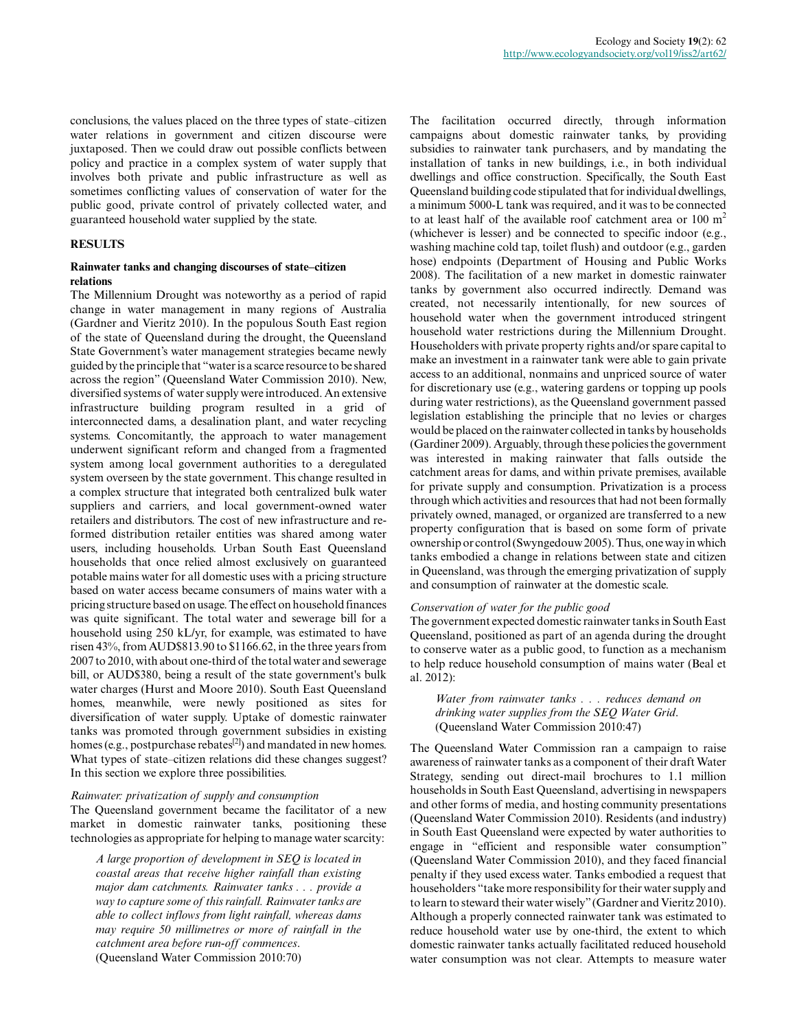conclusions, the values placed on the three types of state–citizen water relations in government and citizen discourse were juxtaposed. Then we could draw out possible conflicts between policy and practice in a complex system of water supply that involves both private and public infrastructure as well as sometimes conflicting values of conservation of water for the public good, private control of privately collected water, and guaranteed household water supplied by the state.

## RESULTS

### Rainwater tanks and changing discourses of state–citizen relations

The Millennium Drought was noteworthy as a period of rapid change in water management in many regions of Australia (Gardner and Vieritz 2010). In the populous South East region of the state of Queensland during the drought, the Queensland State Government's water management strategies became newly guided by the principle that "water is a scarce resource to be shared across the region" (Queensland Water Commission 2010). New, diversified systems of water supply were introduced. An extensive infrastructure building program resulted in a grid of interconnected dams, a desalination plant, and water recycling systems. Concomitantly, the approach to water management underwent significant reform and changed from a fragmented system among local government authorities to a deregulated system overseen by the state government. This change resulted in a complex structure that integrated both centralized bulk water suppliers and carriers, and local government-owned water retailers and distributors. The cost of new infrastructure and re-formed distribution retailer entities was shared among water users, including households. Urban South East Queensland households that once relied almost exclusively on guaranteed potable mains water for all domestic uses with a pricing structure based on water access became consumers of mains water with a pricing structure based on usage. The effect on household finances was quite significant. The total water and sewerage bill for a household using 250 kL/yr, for example, was estimated to have risen 43%, from AUD$813.90 to $1166.62, in the three years from 2007 to 2010, with about one-third of the total water and sewerage bill, or AUD$380, being a result of the state government's bulk water charges (Hurst and Moore 2010). South East Queensland homes, meanwhile, were newly positioned as sites for diversification of water supply. Uptake of domestic rainwater tanks was promoted through government subsidies in existing homes (e.g., postpurchase rebates[2]) and mandated in new homes. What types of state–citizen relations did these changes suggest? In this section we explore three possibilities.

#### *Rainwater: privatization of supply and consumption*

The Queensland government became the facilitator of a new market in domestic rainwater tanks, positioning these technologies as appropriate for helping to manage water scarcity:

> *A large proportion of development in SEQ is located in coastal areas that receive higher rainfall than existing major dam catchments. Rainwater tanks . . . provide a way to capture some of this rainfall. Rainwater tanks are able to collect inflows from light rainfall, whereas dams may require 50 millimetres or more of rainfall in the catchment area before run-off commences.*
> (Queensland Water Commission 2010:70)

The facilitation occurred directly, through information campaigns about domestic rainwater tanks, by providing subsidies to rainwater tank purchasers, and by mandating the installation of tanks in new buildings, i.e., in both individual dwellings and office construction. Specifically, the South East Queensland building code stipulated that for individual dwellings, a minimum 5000-L tank was required, and it was to be connected to at least half of the available roof catchment area or 100 $m^2$ (whichever is lesser) and be connected to specific indoor (e.g., washing machine cold tap, toilet flush) and outdoor (e.g., garden hose) endpoints (Department of Housing and Public Works 2008). The facilitation of a new market in domestic rainwater tanks by government also occurred indirectly. Demand was created, not necessarily intentionally, for new sources of household water when the government introduced stringent household water restrictions during the Millennium Drought. Householders with private property rights and/or spare capital to make an investment in a rainwater tank were able to gain private access to an additional, nonmains and unpriced source of water for discretionary use (e.g., watering gardens or topping up pools during water restrictions), as the Queensland government passed legislation establishing the principle that no levies or charges would be placed on the rainwater collected in tanks by households (Gardiner 2009). Arguably, through these policies the government was interested in making rainwater that falls outside the catchment areas for dams, and within private premises, available for private supply and consumption. Privatization is a process through which activities and resources that had not been formally privately owned, managed, or organized are transferred to a new property configuration that is based on some form of private ownership or control (Swyngedouw 2005). Thus, one way in which tanks embodied a change in relations between state and citizen in Queensland, was through the emerging privatization of supply and consumption of rainwater at the domestic scale.

#### *Conservation of water for the public good*

The government expected domestic rainwater tanks in South East Queensland, positioned as part of an agenda during the drought to conserve water as a public good, to function as a mechanism to help reduce household consumption of mains water (Beal et al. 2012):

> *Water from rainwater tanks . . . reduces demand on drinking water supplies from the SEQ Water Grid.*
> (Queensland Water Commission 2010:47)

The Queensland Water Commission ran a campaign to raise awareness of rainwater tanks as a component of their draft Water Strategy, sending out direct-mail brochures to 1.1 million households in South East Queensland, advertising in newspapers and other forms of media, and hosting community presentations (Queensland Water Commission 2010). Residents (and industry) in South East Queensland were expected by water authorities to engage in "efficient and responsible water consumption" (Queensland Water Commission 2010), and they faced financial penalty if they used excess water. Tanks embodied a request that householders "take more responsibility for their water supply and to learn to steward their water wisely" (Gardner and Vieritz 2010). Although a properly connected rainwater tank was estimated to reduce household water use by one-third, the extent to which domestic rainwater tanks actually facilitated reduced household water consumption was not clear. Attempts to measure water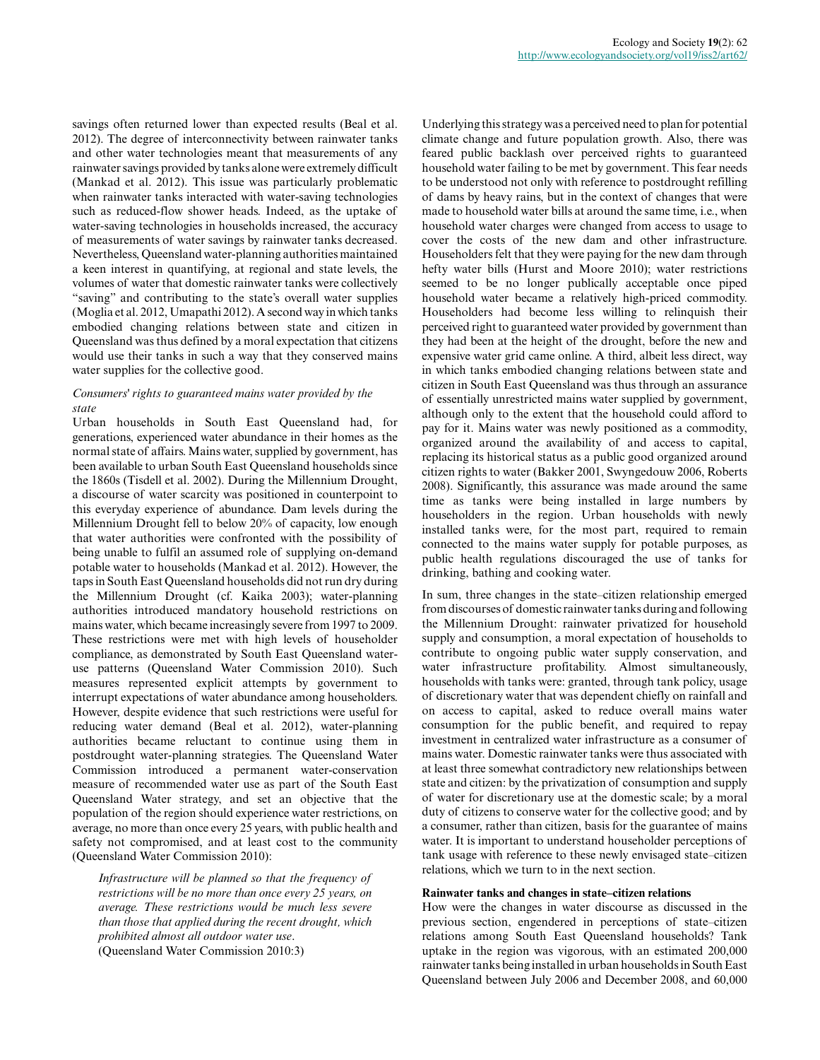savings often returned lower than expected results (Beal et al. 2012). The degree of interconnectivity between rainwater tanks and other water technologies meant that measurements of any rainwater savings provided by tanks alone were extremely difficult (Mankad et al. 2012). This issue was particularly problematic when rainwater tanks interacted with water-saving technologies such as reduced-flow shower heads. Indeed, as the uptake of water-saving technologies in households increased, the accuracy of measurements of water savings by rainwater tanks decreased. Nevertheless, Queensland water-planning authorities maintained a keen interest in quantifying, at regional and state levels, the volumes of water that domestic rainwater tanks were collectively "saving" and contributing to the state's overall water supplies (Moglia et al. 2012, Umapathi 2012). A second way in which tanks embodied changing relations between state and citizen in Queensland was thus defined by a moral expectation that citizens would use their tanks in such a way that they conserved mains water supplies for the collective good.

### *Consumers' rights to guaranteed mains water provided by the state*

Urban households in South East Queensland had, for generations, experienced water abundance in their homes as the normal state of affairs. Mains water, supplied by government, has been available to urban South East Queensland households since the 1860s (Tisdell et al. 2002). During the Millennium Drought, a discourse of water scarcity was positioned in counterpoint to this everyday experience of abundance. Dam levels during the Millennium Drought fell to below 20% of capacity, low enough that water authorities were confronted with the possibility of being unable to fulfil an assumed role of supplying on-demand potable water to households (Mankad et al. 2012). However, the taps in South East Queensland households did not run dry during the Millennium Drought (cf. Kaika 2003); water-planning authorities introduced mandatory household restrictions on mains water, which became increasingly severe from 1997 to 2009. These restrictions were met with high levels of householder compliance, as demonstrated by South East Queensland water-use patterns (Queensland Water Commission 2010). Such measures represented explicit attempts by government to interrupt expectations of water abundance among householders. However, despite evidence that such restrictions were useful for reducing water demand (Beal et al. 2012), water-planning authorities became reluctant to continue using them in postdrought water-planning strategies. The Queensland Water Commission introduced a permanent water-conservation measure of recommended water use as part of the South East Queensland Water strategy, and set an objective that the population of the region should experience water restrictions, on average, no more than once every 25 years, with public health and safety not compromised, and at least cost to the community (Queensland Water Commission 2010):

> *Infrastructure will be planned so that the frequency of restrictions will be no more than once every 25 years, on average. These restrictions would be much less severe than those that applied during the recent drought, which prohibited almost all outdoor water use.*
> (Queensland Water Commission 2010:3)

Underlying this strategy was a perceived need to plan for potential climate change and future population growth. Also, there was feared public backlash over perceived rights to guaranteed household water failing to be met by government. This fear needs to be understood not only with reference to postdrought refilling of dams by heavy rains, but in the context of changes that were made to household water bills at around the same time, i.e., when household water charges were changed from access to usage to cover the costs of the new dam and other infrastructure. Householders felt that they were paying for the new dam through hefty water bills (Hurst and Moore 2010); water restrictions seemed to be no longer publically acceptable once piped household water became a relatively high-priced commodity. Householders had become less willing to relinquish their perceived right to guaranteed water provided by government than they had been at the height of the drought, before the new and expensive water grid came online. A third, albeit less direct, way in which tanks embodied changing relations between state and citizen in South East Queensland was thus through an assurance of essentially unrestricted mains water supplied by government, although only to the extent that the household could afford to pay for it. Mains water was newly positioned as a commodity, organized around the availability of and access to capital, replacing its historical status as a public good organized around citizen rights to water (Bakker 2001, Swyngedouw 2006, Roberts 2008). Significantly, this assurance was made around the same time as tanks were being installed in large numbers by householders in the region. Urban households with newly installed tanks were, for the most part, required to remain connected to the mains water supply for potable purposes, as public health regulations discouraged the use of tanks for drinking, bathing and cooking water.

In sum, three changes in the state–citizen relationship emerged from discourses of domestic rainwater tanks during and following the Millennium Drought: rainwater privatized for household supply and consumption, a moral expectation of households to contribute to ongoing public water supply conservation, and water infrastructure profitability. Almost simultaneously, households with tanks were: granted, through tank policy, usage of discretionary water that was dependent chiefly on rainfall and on access to capital, asked to reduce overall mains water consumption for the public benefit, and required to repay investment in centralized water infrastructure as a consumer of mains water. Domestic rainwater tanks were thus associated with at least three somewhat contradictory new relationships between state and citizen: by the privatization of consumption and supply of water for discretionary use at the domestic scale; by a moral duty of citizens to conserve water for the collective good; and by a consumer, rather than citizen, basis for the guarantee of mains water. It is important to understand householder perceptions of tank usage with reference to these newly envisaged state–citizen relations, which we turn to in the next section.

## Rainwater tanks and changes in state–citizen relations

How were the changes in water discourse as discussed in the previous section, engendered in perceptions of state–citizen relations among South East Queensland households? Tank uptake in the region was vigorous, with an estimated 200,000 rainwater tanks being installed in urban households in South East Queensland between July 2006 and December 2008, and 60,000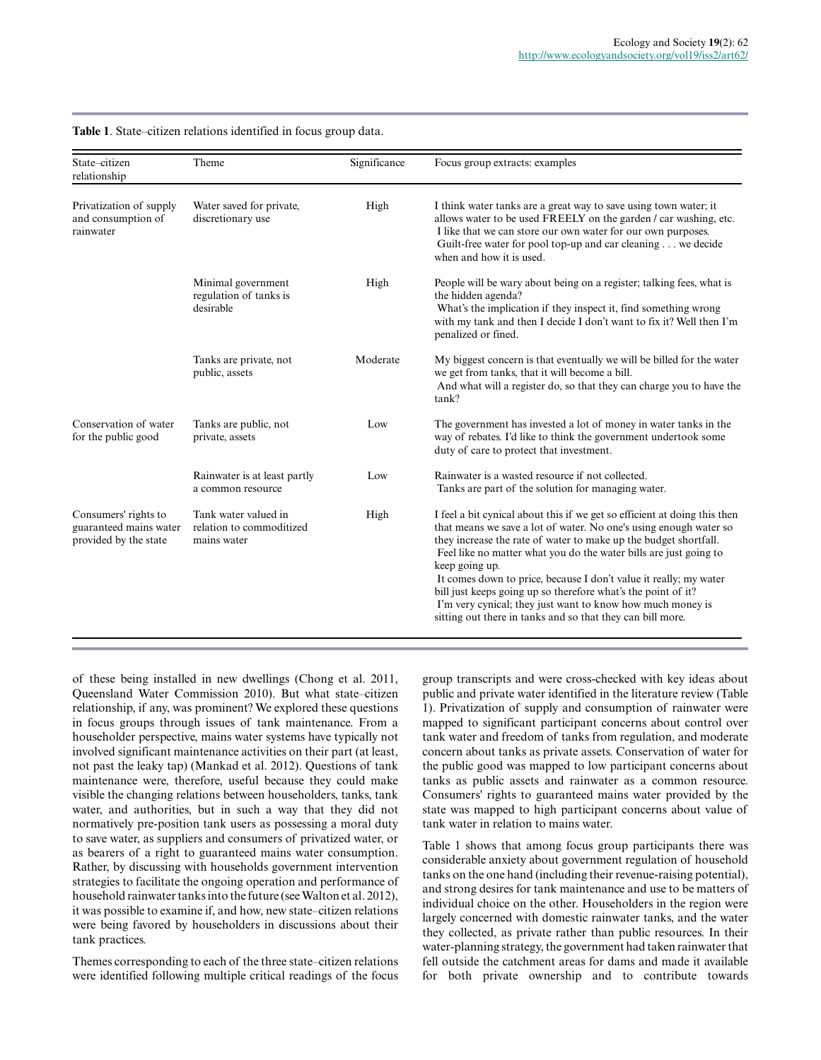**Table 1**. State–citizen relations identified in focus group data.

| State–citizen relationship | Theme | Significance | Focus group extracts: examples |
|---|---|---|---|
| Privatization of supply and consumption of rainwater | Water saved for private, discretionary use | High | I think water tanks are a great way to save using town water; it allows water to be used FREELY on the garden / car washing, etc. I like that we can store our own water for our own purposes. Guilt-free water for pool top-up and car cleaning . . . we decide when and how it is used. |
| | Minimal government regulation of tanks is desirable | High | People will be wary about being on a register; talking fees, what is the hidden agenda? What's the implication if they inspect it, find something wrong with my tank and then I decide I don't want to fix it? Well then I'm penalized or fined. |
| | Tanks are private, not public, assets | Moderate | My biggest concern is that eventually we will be billed for the water we get from tanks, that it will become a bill. And what will a register do, so that they can charge you to have the tank? |
| Conservation of water for the public good | Tanks are public, not private, assets | Low | The government has invested a lot of money in water tanks in the way of rebates. I'd like to think the government undertook some duty of care to protect that investment. |
| | Rainwater is at least partly a common resource | Low | Rainwater is a wasted resource if not collected. Tanks are part of the solution for managing water. |
| Consumers' rights to guaranteed mains water provided by the state | Tank water valued in relation to commoditized mains water | High | I feel a bit cynical about this if we get so efficient at doing this then that means we save a lot of water. No one's using enough water so they increase the rate of water to make up the budget shortfall. Feel like no matter what you do the water bills are just going to keep going up. It comes down to price, because I don't value it really; my water bill just keeps going up so therefore what's the point of it? I'm very cynical; they just want to know how much money is sitting out there in tanks and so that they can bill more. |

of these being installed in new dwellings (Chong et al. 2011, Queensland Water Commission 2010). But what state–citizen relationship, if any, was prominent? We explored these questions in focus groups through issues of tank maintenance. From a householder perspective, mains water systems have typically not involved significant maintenance activities on their part (at least, not past the leaky tap) (Mankad et al. 2012). Questions of tank maintenance were, therefore, useful because they could make visible the changing relations between householders, tanks, tank water, and authorities, but in such a way that they did not normatively pre-position tank users as possessing a moral duty to save water, as suppliers and consumers of privatized water, or as bearers of a right to guaranteed mains water consumption. Rather, by discussing with households government intervention strategies to facilitate the ongoing operation and performance of household rainwater tanks into the future (see Walton et al. 2012), it was possible to examine if, and how, new state–citizen relations were being favored by householders in discussions about their tank practices.

Themes corresponding to each of the three state–citizen relations were identified following multiple critical readings of the focus group transcripts and were cross-checked with key ideas about public and private water identified in the literature review (Table 1). Privatization of supply and consumption of rainwater were mapped to significant participant concerns about control over tank water and freedom of tanks from regulation, and moderate concern about tanks as private assets. Conservation of water for the public good was mapped to low participant concerns about tanks as public assets and rainwater as a common resource. Consumers' rights to guaranteed mains water provided by the state was mapped to high participant concerns about value of tank water in relation to mains water.

Table 1 shows that among focus group participants there was considerable anxiety about government regulation of household tanks on the one hand (including their revenue-raising potential), and strong desires for tank maintenance and use to be matters of individual choice on the other. Householders in the region were largely concerned with domestic rainwater tanks, and the water they collected, as private rather than public resources. In their water-planning strategy, the government had taken rainwater that fell outside the catchment areas for dams and made it available for both private ownership and to contribute towards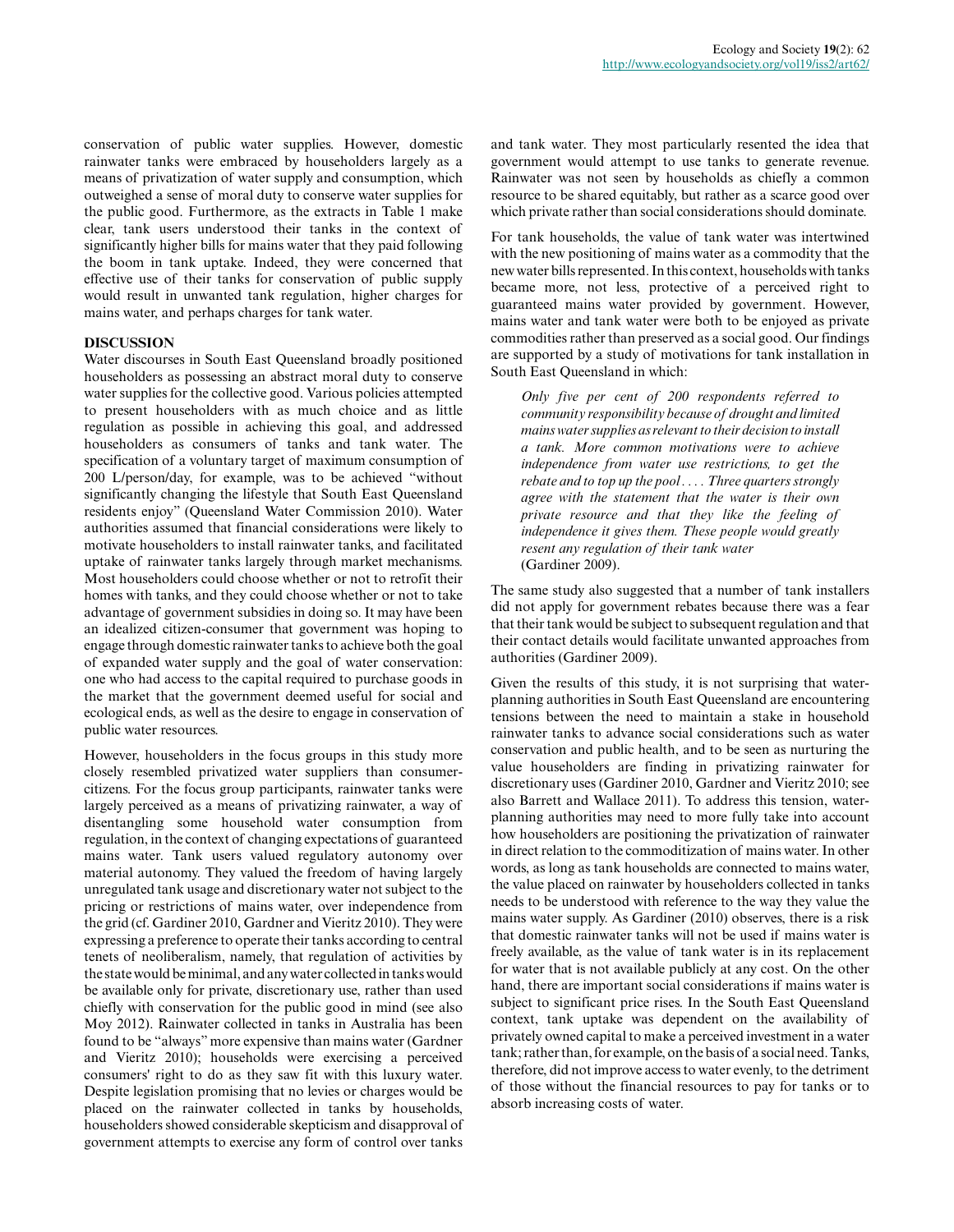conservation of public water supplies. However, domestic rainwater tanks were embraced by householders largely as a means of privatization of water supply and consumption, which outweighed a sense of moral duty to conserve water supplies for the public good. Furthermore, as the extracts in Table 1 make clear, tank users understood their tanks in the context of significantly higher bills for mains water that they paid following the boom in tank uptake. Indeed, they were concerned that effective use of their tanks for conservation of public supply would result in unwanted tank regulation, higher charges for mains water, and perhaps charges for tank water.

## DISCUSSION

Water discourses in South East Queensland broadly positioned householders as possessing an abstract moral duty to conserve water supplies for the collective good. Various policies attempted to present householders with as much choice and as little regulation as possible in achieving this goal, and addressed householders as consumers of tanks and tank water. The specification of a voluntary target of maximum consumption of 200 L/person/day, for example, was to be achieved "without significantly changing the lifestyle that South East Queensland residents enjoy" (Queensland Water Commission 2010). Water authorities assumed that financial considerations were likely to motivate householders to install rainwater tanks, and facilitated uptake of rainwater tanks largely through market mechanisms. Most householders could choose whether or not to retrofit their homes with tanks, and they could choose whether or not to take advantage of government subsidies in doing so. It may have been an idealized citizen-consumer that government was hoping to engage through domestic rainwater tanks to achieve both the goal of expanded water supply and the goal of water conservation: one who had access to the capital required to purchase goods in the market that the government deemed useful for social and ecological ends, as well as the desire to engage in conservation of public water resources.

However, householders in the focus groups in this study more closely resembled privatized water suppliers than consumer-citizens. For the focus group participants, rainwater tanks were largely perceived as a means of privatizing rainwater, a way of disentangling some household water consumption from regulation, in the context of changing expectations of guaranteed mains water. Tank users valued regulatory autonomy over material autonomy. They valued the freedom of having largely unregulated tank usage and discretionary water not subject to the pricing or restrictions of mains water, over independence from the grid (cf. Gardiner 2010, Gardner and Vieritz 2010). They were expressing a preference to operate their tanks according to central tenets of neoliberalism, namely, that regulation of activities by the state would be minimal, and any water collected in tanks would be available only for private, discretionary use, rather than used chiefly with conservation for the public good in mind (see also Moy 2012). Rainwater collected in tanks in Australia has been found to be "always" more expensive than mains water (Gardner and Vieritz 2010); households were exercising a perceived consumers' right to do as they saw fit with this luxury water. Despite legislation promising that no levies or charges would be placed on the rainwater collected in tanks by households, householders showed considerable skepticism and disapproval of government attempts to exercise any form of control over tanks and tank water. They most particularly resented the idea that government would attempt to use tanks to generate revenue. Rainwater was not seen by households as chiefly a common resource to be shared equitably, but rather as a scarce good over which private rather than social considerations should dominate.

For tank households, the value of tank water was intertwined with the new positioning of mains water as a commodity that the new water bills represented. In this context, households with tanks became more, not less, protective of a perceived right to guaranteed mains water provided by government. However, mains water and tank water were both to be enjoyed as private commodities rather than preserved as a social good. Our findings are supported by a study of motivations for tank installation in South East Queensland in which:

> *Only five per cent of 200 respondents referred to community responsibility because of drought and limited mains water supplies as relevant to their decision to install a tank. More common motivations were to achieve independence from water use restrictions, to get the rebate and to top up the pool . . . . Three quarters strongly agree with the statement that the water is their own private resource and that they like the feeling of independence it gives them. These people would greatly resent any regulation of their tank water*
> (Gardiner 2009).

The same study also suggested that a number of tank installers did not apply for government rebates because there was a fear that their tank would be subject to subsequent regulation and that their contact details would facilitate unwanted approaches from authorities (Gardiner 2009).

Given the results of this study, it is not surprising that water-planning authorities in South East Queensland are encountering tensions between the need to maintain a stake in household rainwater tanks to advance social considerations such as water conservation and public health, and to be seen as nurturing the value householders are finding in privatizing rainwater for discretionary uses (Gardiner 2010, Gardner and Vieritz 2010; see also Barrett and Wallace 2011). To address this tension, water-planning authorities may need to more fully take into account how householders are positioning the privatization of rainwater in direct relation to the commoditization of mains water. In other words, as long as tank households are connected to mains water, the value placed on rainwater by householders collected in tanks needs to be understood with reference to the way they value the mains water supply. As Gardiner (2010) observes, there is a risk that domestic rainwater tanks will not be used if mains water is freely available, as the value of tank water is in its replacement for water that is not available publicly at any cost. On the other hand, there are important social considerations if mains water is subject to significant price rises. In the South East Queensland context, tank uptake was dependent on the availability of privately owned capital to make a perceived investment in a water tank; rather than, for example, on the basis of a social need. Tanks, therefore, did not improve access to water evenly, to the detriment of those without the financial resources to pay for tanks or to absorb increasing costs of water.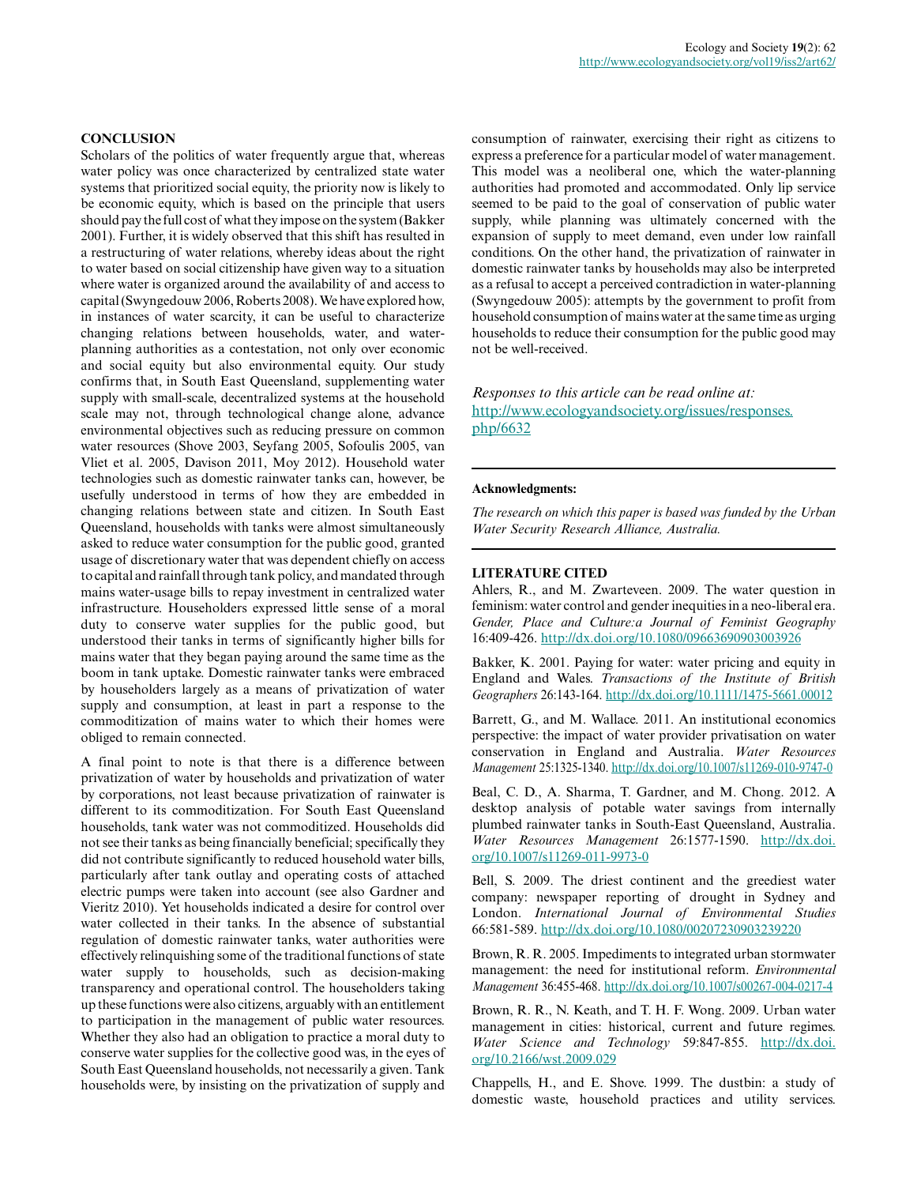## CONCLUSION

Scholars of the politics of water frequently argue that, whereas water policy was once characterized by centralized state water systems that prioritized social equity, the priority now is likely to be economic equity, which is based on the principle that users should pay the full cost of what they impose on the system (Bakker 2001). Further, it is widely observed that this shift has resulted in a restructuring of water relations, whereby ideas about the right to water based on social citizenship have given way to a situation where water is organized around the availability of and access to capital (Swyngedouw 2006, Roberts 2008). We have explored how, in instances of water scarcity, it can be useful to characterize changing relations between households, water, and water-planning authorities as a contestation, not only over economic and social equity but also environmental equity. Our study confirms that, in South East Queensland, supplementing water supply with small-scale, decentralized systems at the household scale may not, through technological change alone, advance environmental objectives such as reducing pressure on common water resources (Shove 2003, Seyfang 2005, Sofoulis 2005, van Vliet et al. 2005, Davison 2011, Moy 2012). Household water technologies such as domestic rainwater tanks can, however, be usefully understood in terms of how they are embedded in changing relations between state and citizen. In South East Queensland, households with tanks were almost simultaneously asked to reduce water consumption for the public good, granted usage of discretionary water that was dependent chiefly on access to capital and rainfall through tank policy, and mandated through mains water-usage bills to repay investment in centralized water infrastructure. Householders expressed little sense of a moral duty to conserve water supplies for the public good, but understood their tanks in terms of significantly higher bills for mains water that they began paying around the same time as the boom in tank uptake. Domestic rainwater tanks were embraced by householders largely as a means of privatization of water supply and consumption, at least in part a response to the commoditization of mains water to which their homes were obliged to remain connected.

A final point to note is that there is a difference between privatization of water by households and privatization of water by corporations, not least because privatization of rainwater is different to its commoditization. For South East Queensland households, tank water was not commoditized. Households did not see their tanks as being financially beneficial; specifically they did not contribute significantly to reduced household water bills, particularly after tank outlay and operating costs of attached electric pumps were taken into account (see also Gardner and Vieritz 2010). Yet households indicated a desire for control over water collected in their tanks. In the absence of substantial regulation of domestic rainwater tanks, water authorities were effectively relinquishing some of the traditional functions of state water supply to households, such as decision-making transparency and operational control. The householders taking up these functions were also citizens, arguably with an entitlement to participation in the management of public water resources. Whether they also had an obligation to practice a moral duty to conserve water supplies for the collective good was, in the eyes of South East Queensland households, not necessarily a given. Tank households were, by insisting on the privatization of supply and consumption of rainwater, exercising their right as citizens to express a preference for a particular model of water management. This model was a neoliberal one, which the water-planning authorities had promoted and accommodated. Only lip service seemed to be paid to the goal of conservation of public water supply, while planning was ultimately concerned with the expansion of supply to meet demand, even under low rainfall conditions. On the other hand, the privatization of rainwater in domestic rainwater tanks by households may also be interpreted as a refusal to accept a perceived contradiction in water-planning (Swyngedouw 2005): attempts by the government to profit from household consumption of mains water at the same time as urging households to reduce their consumption for the public good may not be well-received.

*Responses to this article can be read online at:*
http://www.ecologyandsociety.org/issues/responses.php/6632

**Acknowledgments:**

*The research on which this paper is based was funded by the Urban Water Security Research Alliance, Australia.*

## LITERATURE CITED

Ahlers, R., and M. Zwarteveen. 2009. The water question in feminism: water control and gender inequities in a neo-liberal era. *Gender, Place and Culture:a Journal of Feminist Geography* 16:409-426. http://dx.doi.org/10.1080/09663690903003926

Bakker, K. 2001. Paying for water: water pricing and equity in England and Wales. *Transactions of the Institute of British Geographers* 26:143-164. http://dx.doi.org/10.1111/1475-5661.00012

Barrett, G., and M. Wallace. 2011. An institutional economics perspective: the impact of water provider privatisation on water conservation in England and Australia. *Water Resources Management* 25:1325-1340. http://dx.doi.org/10.1007/s11269-010-9747-0

Beal, C. D., A. Sharma, T. Gardner, and M. Chong. 2012. A desktop analysis of potable water savings from internally plumbed rainwater tanks in South-East Queensland, Australia. *Water Resources Management* 26:1577-1590. http://dx.doi.org/10.1007/s11269-011-9973-0

Bell, S. 2009. The driest continent and the greediest water company: newspaper reporting of drought in Sydney and London. *International Journal of Environmental Studies* 66:581-589. http://dx.doi.org/10.1080/00207230903239220

Brown, R. R. 2005. Impediments to integrated urban stormwater management: the need for institutional reform. *Environmental Management* 36:455-468. http://dx.doi.org/10.1007/s00267-004-0217-4

Brown, R. R., N. Keath, and T. H. F. Wong. 2009. Urban water management in cities: historical, current and future regimes. *Water Science and Technology* 59:847-855. http://dx.doi.org/10.2166/wst.2009.029

Chappells, H., and E. Shove. 1999. The dustbin: a study of domestic waste, household practices and utility services.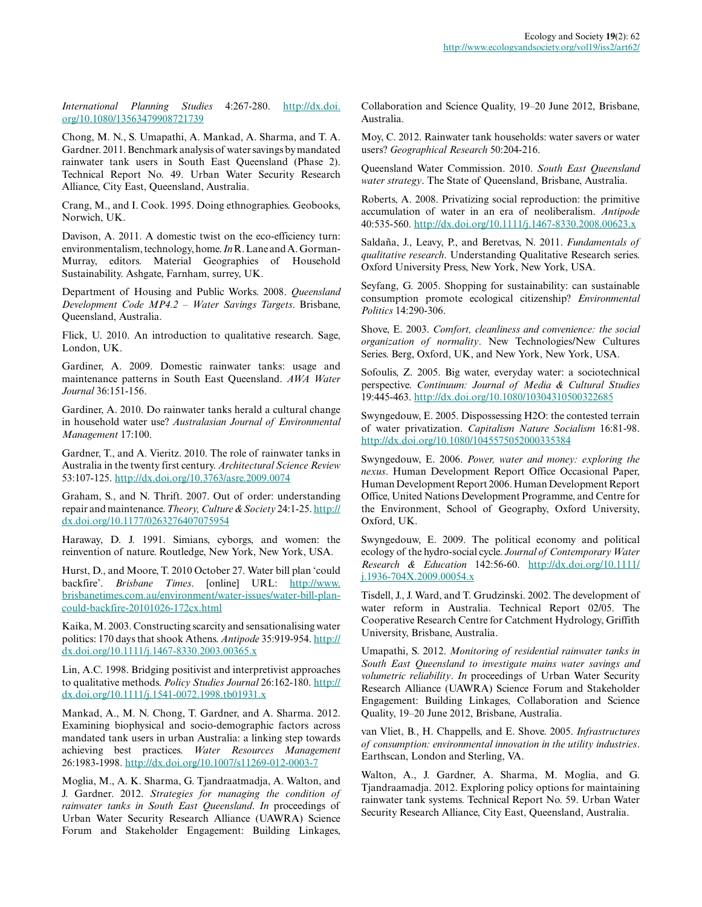*International Planning Studies* 4:267-280. http://dx.doi.org/10.1080/13563479908721739

Chong, M. N., S. Umapathi, A. Mankad, A. Sharma, and T. A. Gardner. 2011. Benchmark analysis of water savings by mandated rainwater tank users in South East Queensland (Phase 2). Technical Report No. 49. Urban Water Security Research Alliance, City East, Queensland, Australia.

Crang, M., and I. Cook. 1995. Doing ethnographies. Geobooks, Norwich, UK.

Davison, A. 2011. A domestic twist on the eco-efficiency turn: environmentalism, technology, home. *In* R. Lane and A. Gorman-Murray, editors. Material Geographies of Household Sustainability. Ashgate, Farnham, surrey, UK.

Department of Housing and Public Works. 2008. *Queensland Development Code MP4.2 – Water Savings Targets*. Brisbane, Queensland, Australia.

Flick, U. 2010. An introduction to qualitative research. Sage, London, UK.

Gardiner, A. 2009. Domestic rainwater tanks: usage and maintenance patterns in South East Queensland. *AWA Water Journal* 36:151-156.

Gardiner, A. 2010. Do rainwater tanks herald a cultural change in household water use? *Australasian Journal of Environmental Management* 17:100.

Gardner, T., and A. Vieritz. 2010. The role of rainwater tanks in Australia in the twenty first century. *Architectural Science Review* 53:107-125. http://dx.doi.org/10.3763/asre.2009.0074

Graham, S., and N. Thrift. 2007. Out of order: understanding repair and maintenance. *Theory, Culture & Society* 24:1-25. http://dx.doi.org/10.1177/0263276407075954

Haraway, D. J. 1991. Simians, cyborgs, and women: the reinvention of nature. Routledge, New York, New York, USA.

Hurst, D., and Moore, T. 2010 October 27. Water bill plan 'could backfire'. *Brisbane Times*. [online] URL: http://www.brisbanetimes.com.au/environment/water-issues/water-bill-plan-could-backfire-20101026-172cx.html

Kaika, M. 2003. Constructing scarcity and sensationalising water politics: 170 days that shook Athens. *Antipode* 35:919-954. http://dx.doi.org/10.1111/j.1467-8330.2003.00365.x

Lin, A.C. 1998. Bridging positivist and interpretivist approaches to qualitative methods. *Policy Studies Journal* 26:162-180. http://dx.doi.org/10.1111/j.1541-0072.1998.tb01931.x

Mankad, A., M. N. Chong, T. Gardner, and A. Sharma. 2012. Examining biophysical and socio-demographic factors across mandated tank users in urban Australia: a linking step towards achieving best practices. *Water Resources Management* 26:1983-1998. http://dx.doi.org/10.1007/s11269-012-0003-7

Moglia, M., A. K. Sharma, G. Tjandraatmadja, A. Walton, and J. Gardner. 2012. *Strategies for managing the condition of rainwater tanks in South East Queensland*. *In* proceedings of Urban Water Security Research Alliance (UAWRA) Science Forum and Stakeholder Engagement: Building Linkages, Collaboration and Science Quality, 19–20 June 2012, Brisbane, Australia.

Moy, C. 2012. Rainwater tank households: water savers or water users? *Geographical Research* 50:204-216.

Queensland Water Commission. 2010. *South East Queensland water strategy*. The State of Queensland, Brisbane, Australia.

Roberts, A. 2008. Privatizing social reproduction: the primitive accumulation of water in an era of neoliberalism. *Antipode* 40:535-560. http://dx.doi.org/10.1111/j.1467-8330.2008.00623.x

Saldaña, J., Leavy, P., and Beretvas, N. 2011. *Fundamentals of qualitative research*. Understanding Qualitative Research series. Oxford University Press, New York, New York, USA.

Seyfang, G. 2005. Shopping for sustainability: can sustainable consumption promote ecological citizenship? *Environmental Politics* 14:290-306.

Shove, E. 2003. *Comfort, cleanliness and convenience: the social organization of normality*. New Technologies/New Cultures Series. Berg, Oxford, UK, and New York, New York, USA.

Sofoulis, Z. 2005. Big water, everyday water: a sociotechnical perspective. *Continuum: Journal of Media & Cultural Studies* 19:445-463. http://dx.doi.org/10.1080/10304310500322685

Swyngedouw, E. 2005. Dispossessing H2O: the contested terrain of water privatization. *Capitalism Nature Socialism* 16:81-98. http://dx.doi.org/10.1080/1045575052000335384

Swyngedouw, E. 2006. *Power, water and money: exploring the nexus*. Human Development Report Office Occasional Paper, Human Development Report 2006. Human Development Report Office, United Nations Development Programme, and Centre for the Environment, School of Geography, Oxford University, Oxford, UK.

Swyngedouw, E. 2009. The political economy and political ecology of the hydro-social cycle. *Journal of Contemporary Water Research & Education* 142:56-60. http://dx.doi.org/10.1111/j.1936-704X.2009.00054.x

Tisdell, J., J. Ward, and T. Grudzinski. 2002. The development of water reform in Australia. Technical Report 02/05. The Cooperative Research Centre for Catchment Hydrology, Griffith University, Brisbane, Australia.

Umapathi, S. 2012. *Monitoring of residential rainwater tanks in South East Queensland to investigate mains water savings and volumetric reliability*. *In* proceedings of Urban Water Security Research Alliance (UAWRA) Science Forum and Stakeholder Engagement: Building Linkages, Collaboration and Science Quality, 19–20 June 2012, Brisbane, Australia.

van Vliet, B., H. Chappells, and E. Shove. 2005. *Infrastructures of consumption: environmental innovation in the utility industries*. Earthscan, London and Sterling, VA.

Walton, A., J. Gardner, A. Sharma, M. Moglia, and G. Tjandraamadja. 2012. Exploring policy options for maintaining rainwater tank systems. Technical Report No. 59. Urban Water Security Research Alliance, City East, Queensland, Australia.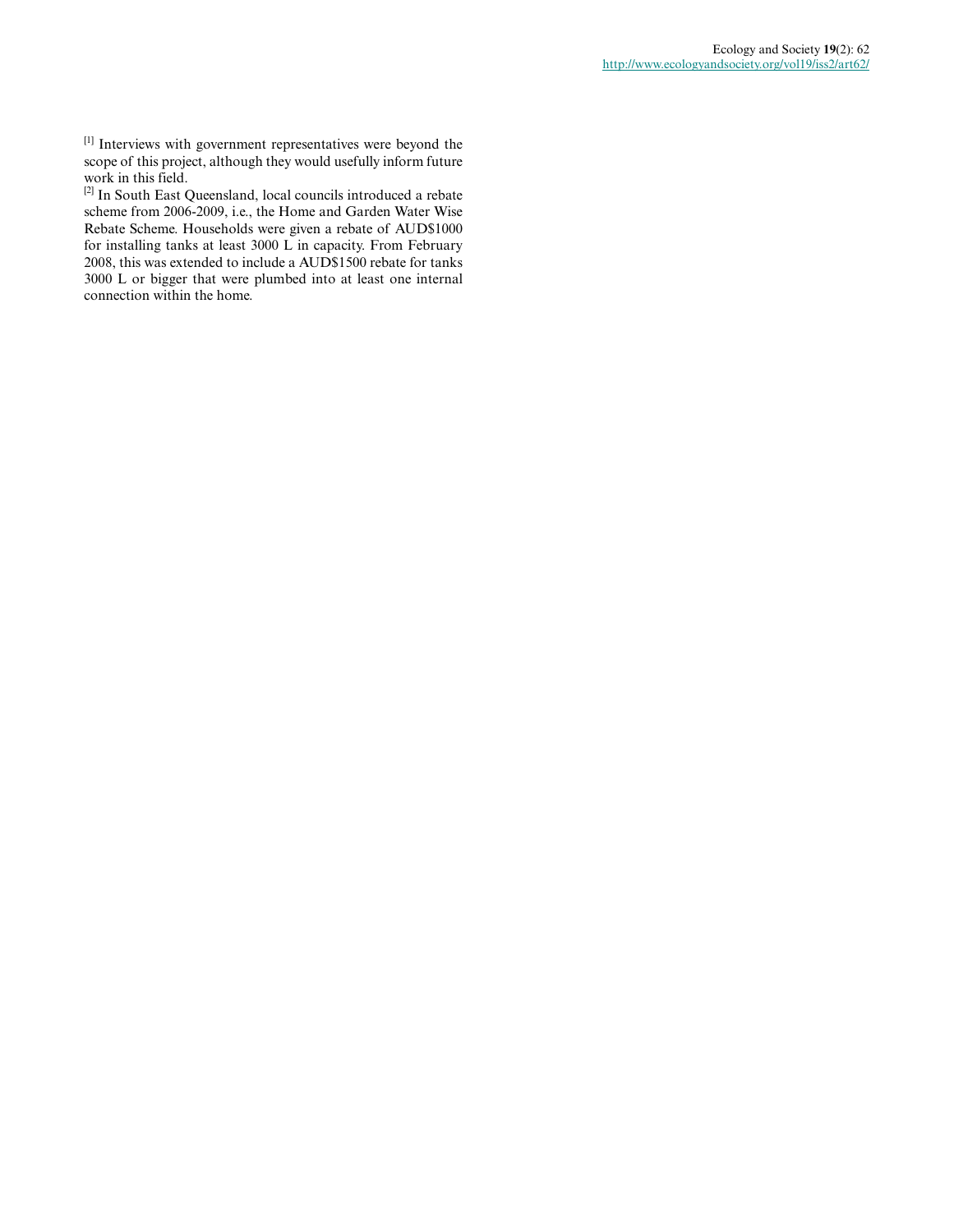[1] Interviews with government representatives were beyond the scope of this project, although they would usefully inform future work in this field.

[2] In South East Queensland, local councils introduced a rebate scheme from 2006-2009, i.e., the Home and Garden Water Wise Rebate Scheme. Households were given a rebate of AUD$1000 for installing tanks at least 3000 L in capacity. From February 2008, this was extended to include a AUD$1500 rebate for tanks 3000 L or bigger that were plumbed into at least one internal connection within the home.